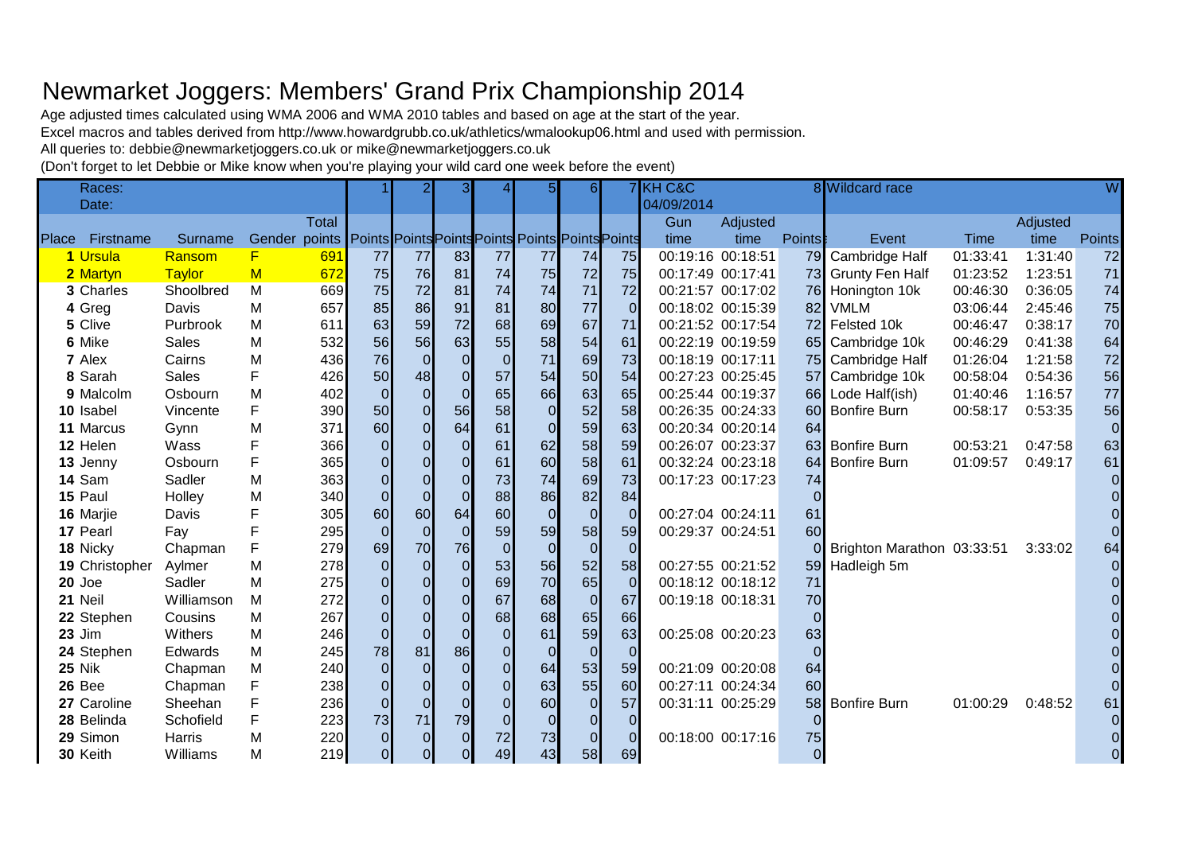# Newmarket Joggers: Members' Grand Prix Championship 2014

Age adjusted times calculated using WMA 2006 and WMA 2010 tables and based on age at the start of the year.

Excel macros and tables derived from http://www.howardgrubb.co.uk/athletics/wmalookup06.html and used with permission.

All queries to: debbie@newmarketjoggers.co.uk or mike@newmarketjoggers.co.uk

(Don't forget to let Debbie or Mike know when you're playing your wild card one week before the event)

| Races: | | | | | 1 | 2 | 3 | 4 | 5 | 6 | 7 | KH C&C | | | 8 | Wildcard race | | | W |
|---|---|---|---|---|---|---|---|---|---|---|---|---|---|---|---|---|---|---|---|
| Date: | | | | | | | | | | | | 04/09/2014 | | | | | | | |
| | | | | Total | | | | | | | | Gun | Adjusted | | | | | Adjusted | |
| Place | Firstname | Surname | Gender | points | Points | Points | Points | Points | Points | Points | Points | time | time | Points | | Event | Time | time | Points |
| 1 | Ursula | Ransom | F | 691 | 77 | 77 | 83 | 77 | 77 | 74 | 75 | 00:19:16 | 00:18:51 | 79 | | Cambridge Half | 01:33:41 | 1:31:40 | 72 |
| 2 | Martyn | Taylor | M | 672 | 75 | 76 | 81 | 74 | 75 | 72 | 75 | 00:17:49 | 00:17:41 | 73 | | Grunty Fen Half | 01:23:52 | 1:23:51 | 71 |
| 3 | Charles | Shoolbred | M | 669 | 75 | 72 | 81 | 74 | 74 | 71 | 72 | 00:21:57 | 00:17:02 | 76 | | Honington 10k | 00:46:30 | 0:36:05 | 74 |
| 4 | Greg | Davis | M | 657 | 85 | 86 | 91 | 81 | 80 | 77 | 0 | 00:18:02 | 00:15:39 | 82 | | VMLM | 03:06:44 | 2:45:46 | 75 |
| 5 | Clive | Purbrook | M | 611 | 63 | 59 | 72 | 68 | 69 | 67 | 71 | 00:21:52 | 00:17:54 | 72 | | Felsted 10k | 00:46:47 | 0:38:17 | 70 |
| 6 | Mike | Sales | M | 532 | 56 | 56 | 63 | 55 | 58 | 54 | 61 | 00:22:19 | 00:19:59 | 65 | | Cambridge 10k | 00:46:29 | 0:41:38 | 64 |
| 7 | Alex | Cairns | M | 436 | 76 | 0 | 0 | 0 | 71 | 69 | 73 | 00:18:19 | 00:17:11 | 75 | | Cambridge Half | 01:26:04 | 1:21:58 | 72 |
| 8 | Sarah | Sales | F | 426 | 50 | 48 | 0 | 57 | 54 | 50 | 54 | 00:27:23 | 00:25:45 | 57 | | Cambridge 10k | 00:58:04 | 0:54:36 | 56 |
| 9 | Malcolm | Osbourn | M | 402 | 0 | 0 | 0 | 65 | 66 | 63 | 65 | 00:25:44 | 00:19:37 | 66 | | Lode Half(ish) | 01:40:46 | 1:16:57 | 77 |
| 10 | Isabel | Vincente | F | 390 | 50 | 0 | 56 | 58 | 0 | 52 | 58 | 00:26:35 | 00:24:33 | 60 | | Bonfire Burn | 00:58:17 | 0:53:35 | 56 |
| 11 | Marcus | Gynn | M | 371 | 60 | 0 | 64 | 61 | 0 | 59 | 63 | 00:20:34 | 00:20:14 | 64 | | | | | 0 |
| 12 | Helen | Wass | F | 366 | 0 | 0 | 0 | 61 | 62 | 58 | 59 | 00:26:07 | 00:23:37 | 63 | | Bonfire Burn | 00:53:21 | 0:47:58 | 63 |
| 13 | Jenny | Osbourn | F | 365 | 0 | 0 | 0 | 61 | 60 | 58 | 61 | 00:32:24 | 00:23:18 | 64 | | Bonfire Burn | 01:09:57 | 0:49:17 | 61 |
| 14 | Sam | Sadler | M | 363 | 0 | 0 | 0 | 73 | 74 | 69 | 73 | 00:17:23 | 00:17:23 | 74 | | | | | 0 |
| 15 | Paul | Holley | M | 340 | 0 | 0 | 0 | 88 | 86 | 82 | 84 | | | 0 | | | | | 0 |
| 16 | Marjie | Davis | F | 305 | 60 | 60 | 64 | 60 | 0 | 0 | 0 | 00:27:04 | 00:24:11 | 61 | | | | | 0 |
| 17 | Pearl | Fay | F | 295 | 0 | 0 | 0 | 59 | 59 | 58 | 59 | 00:29:37 | 00:24:51 | 60 | | | | | 0 |
| 18 | Nicky | Chapman | F | 279 | 69 | 70 | 76 | 0 | 0 | 0 | 0 | | | 0 | | Brighton Marathon | 03:33:51 | 3:33:02 | 64 |
| 19 | Christopher | Aylmer | M | 278 | 0 | 0 | 0 | 53 | 56 | 52 | 58 | 00:27:55 | 00:21:52 | 59 | | Hadleigh 5m | | | 0 |
| 20 | Joe | Sadler | M | 275 | 0 | 0 | 0 | 69 | 70 | 65 | 0 | 00:18:12 | 00:18:12 | 71 | | | | | 0 |
| 21 | Neil | Williamson | M | 272 | 0 | 0 | 0 | 67 | 68 | 0 | 67 | 00:19:18 | 00:18:31 | 70 | | | | | 0 |
| 22 | Stephen | Cousins | M | 267 | 0 | 0 | 0 | 68 | 68 | 65 | 66 | | | 0 | | | | | 0 |
| 23 | Jim | Withers | M | 246 | 0 | 0 | 0 | 0 | 61 | 59 | 63 | 00:25:08 | 00:20:23 | 63 | | | | | 0 |
| 24 | Stephen | Edwards | M | 245 | 78 | 81 | 86 | 0 | 0 | 0 | 0 | | | 0 | | | | | 0 |
| 25 | Nik | Chapman | M | 240 | 0 | 0 | 0 | 0 | 64 | 53 | 59 | 00:21:09 | 00:20:08 | 64 | | | | | 0 |
| 26 | Bee | Chapman | F | 238 | 0 | 0 | 0 | 0 | 63 | 55 | 60 | 00:27:11 | 00:24:34 | 60 | | | | | 0 |
| 27 | Caroline | Sheehan | F | 236 | 0 | 0 | 0 | 0 | 60 | 0 | 57 | 00:31:11 | 00:25:29 | 58 | | Bonfire Burn | 01:00:29 | 0:48:52 | 61 |
| 28 | Belinda | Schofield | F | 223 | 73 | 71 | 79 | 0 | 0 | 0 | 0 | | | 0 | | | | | 0 |
| 29 | Simon | Harris | M | 220 | 0 | 0 | 0 | 72 | 73 | 0 | 0 | 00:18:00 | 00:17:16 | 75 | | | | | 0 |
| 30 | Keith | Williams | M | 219 | 0 | 0 | 0 | 49 | 43 | 58 | 69 | | | 0 | | | | | 0 |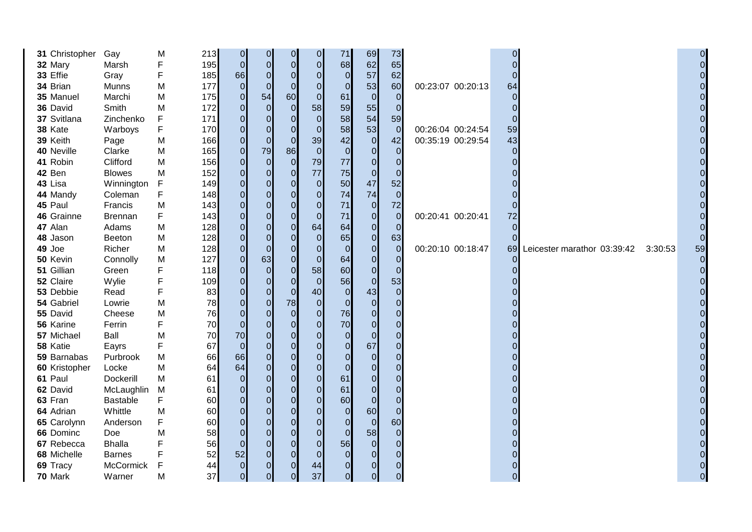| | | | | | | | | | | | | | | | | | | | |
|---|---|---|---|---|---|---|---|---|---|---|---|---|---|---|---|---|---|---|---|
| 31 | Christopher | Gay | M | 213 | 0 | 0 | 0 | 0 | 71 | 69 | 73 | | | 0 | | | | | 0 |
| 32 | Mary | Marsh | F | 195 | 0 | 0 | 0 | 0 | 68 | 62 | 65 | | | 0 | | | | | 0 |
| 33 | Effie | Gray | F | 185 | 66 | 0 | 0 | 0 | 0 | 57 | 62 | | | 0 | | | | | 0 |
| 34 | Brian | Munns | M | 177 | 0 | 0 | 0 | 0 | 0 | 53 | 60 | 00:23:07 | 00:20:13 | 64 | | | | | 0 |
| 35 | Manuel | Marchi | M | 175 | 0 | 54 | 60 | 0 | 61 | 0 | 0 | | | 0 | | | | | 0 |
| 36 | David | Smith | M | 172 | 0 | 0 | 0 | 58 | 59 | 55 | 0 | | | 0 | | | | | 0 |
| 37 | Svitlana | Zinchenko | F | 171 | 0 | 0 | 0 | 0 | 58 | 54 | 59 | | | 0 | | | | | 0 |
| 38 | Kate | Warboys | F | 170 | 0 | 0 | 0 | 0 | 58 | 53 | 0 | 00:26:04 | 00:24:54 | 59 | | | | | 0 |
| 39 | Keith | Page | M | 166 | 0 | 0 | 0 | 39 | 42 | 0 | 42 | 00:35:19 | 00:29:54 | 43 | | | | | 0 |
| 40 | Neville | Clarke | M | 165 | 0 | 79 | 86 | 0 | 0 | 0 | 0 | | | 0 | | | | | 0 |
| 41 | Robin | Clifford | M | 156 | 0 | 0 | 0 | 79 | 77 | 0 | 0 | | | 0 | | | | | 0 |
| 42 | Ben | Blowes | M | 152 | 0 | 0 | 0 | 77 | 75 | 0 | 0 | | | 0 | | | | | 0 |
| 43 | Lisa | Winnington | F | 149 | 0 | 0 | 0 | 0 | 50 | 47 | 52 | | | 0 | | | | | 0 |
| 44 | Mandy | Coleman | F | 148 | 0 | 0 | 0 | 0 | 74 | 74 | 0 | | | 0 | | | | | 0 |
| 45 | Paul | Francis | M | 143 | 0 | 0 | 0 | 0 | 71 | 0 | 72 | | | 0 | | | | | 0 |
| 46 | Grainne | Brennan | F | 143 | 0 | 0 | 0 | 0 | 71 | 0 | 0 | 00:20:41 | 00:20:41 | 72 | | | | | 0 |
| 47 | Alan | Adams | M | 128 | 0 | 0 | 0 | 64 | 64 | 0 | 0 | | | 0 | | | | | 0 |
| 48 | Jason | Beeton | M | 128 | 0 | 0 | 0 | 0 | 65 | 0 | 63 | | | 0 | | | | | 0 |
| 49 | Joe | Richer | M | 128 | 0 | 0 | 0 | 0 | 0 | 0 | 0 | 00:20:10 | 00:18:47 | 69 | Leicester marathor | 03:39:42 | 3:30:53 | | 59 |
| 50 | Kevin | Connolly | M | 127 | 0 | 63 | 0 | 0 | 64 | 0 | 0 | | | 0 | | | | | 0 |
| 51 | Gillian | Green | F | 118 | 0 | 0 | 0 | 58 | 60 | 0 | 0 | | | 0 | | | | | 0 |
| 52 | Claire | Wylie | F | 109 | 0 | 0 | 0 | 0 | 56 | 0 | 53 | | | 0 | | | | | 0 |
| 53 | Debbie | Read | F | 83 | 0 | 0 | 0 | 40 | 0 | 43 | 0 | | | 0 | | | | | 0 |
| 54 | Gabriel | Lowrie | M | 78 | 0 | 0 | 78 | 0 | 0 | 0 | 0 | | | 0 | | | | | 0 |
| 55 | David | Cheese | M | 76 | 0 | 0 | 0 | 0 | 76 | 0 | 0 | | | 0 | | | | | 0 |
| 56 | Karine | Ferrin | F | 70 | 0 | 0 | 0 | 0 | 70 | 0 | 0 | | | 0 | | | | | 0 |
| 57 | Michael | Ball | M | 70 | 70 | 0 | 0 | 0 | 0 | 0 | 0 | | | 0 | | | | | 0 |
| 58 | Katie | Eayrs | F | 67 | 0 | 0 | 0 | 0 | 0 | 67 | 0 | | | 0 | | | | | 0 |
| 59 | Barnabas | Purbrook | M | 66 | 66 | 0 | 0 | 0 | 0 | 0 | 0 | | | 0 | | | | | 0 |
| 60 | Kristopher | Locke | M | 64 | 64 | 0 | 0 | 0 | 0 | 0 | 0 | | | 0 | | | | | 0 |
| 61 | Paul | Dockerill | M | 61 | 0 | 0 | 0 | 0 | 61 | 0 | 0 | | | 0 | | | | | 0 |
| 62 | David | McLaughlin | M | 61 | 0 | 0 | 0 | 0 | 61 | 0 | 0 | | | 0 | | | | | 0 |
| 63 | Fran | Bastable | F | 60 | 0 | 0 | 0 | 0 | 60 | 0 | 0 | | | 0 | | | | | 0 |
| 64 | Adrian | Whittle | M | 60 | 0 | 0 | 0 | 0 | 0 | 60 | 0 | | | 0 | | | | | 0 |
| 65 | Carolynn | Anderson | F | 60 | 0 | 0 | 0 | 0 | 0 | 0 | 60 | | | 0 | | | | | 0 |
| 66 | Dominc | Doe | M | 58 | 0 | 0 | 0 | 0 | 0 | 58 | 0 | | | 0 | | | | | 0 |
| 67 | Rebecca | Bhalla | F | 56 | 0 | 0 | 0 | 0 | 56 | 0 | 0 | | | 0 | | | | | 0 |
| 68 | Michelle | Barnes | F | 52 | 52 | 0 | 0 | 0 | 0 | 0 | 0 | | | 0 | | | | | 0 |
| 69 | Tracy | McCormick | F | 44 | 0 | 0 | 0 | 44 | 0 | 0 | 0 | | | 0 | | | | | 0 |
| 70 | Mark | Warner | M | 37 | 0 | 0 | 0 | 37 | 0 | 0 | 0 | | | 0 | | | | | 0 |